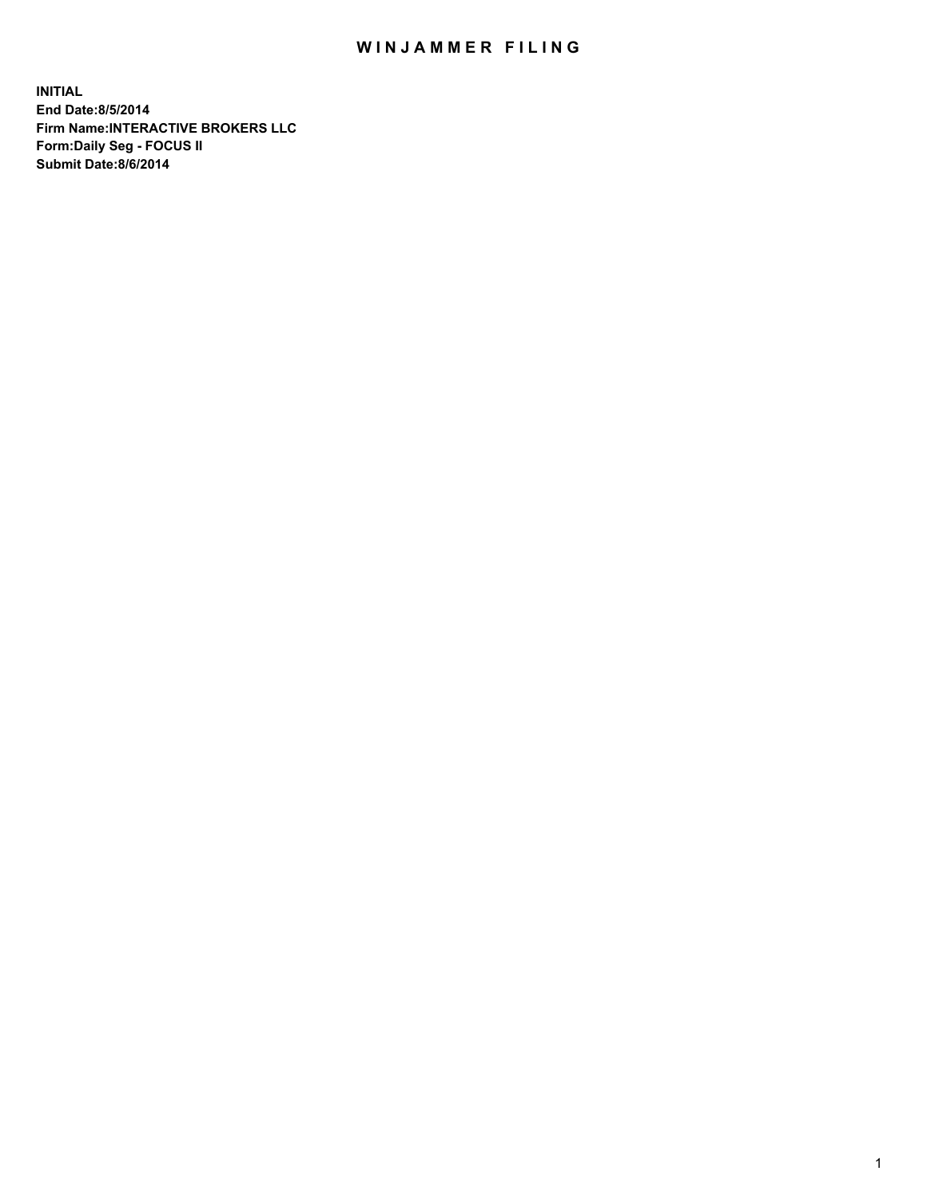# WINJAMMER FILING

**INITIAL**
**End Date:8/5/2014**
**Firm Name:INTERACTIVE BROKERS LLC**
**Form:Daily Seg - FOCUS II**
**Submit Date:8/6/2014**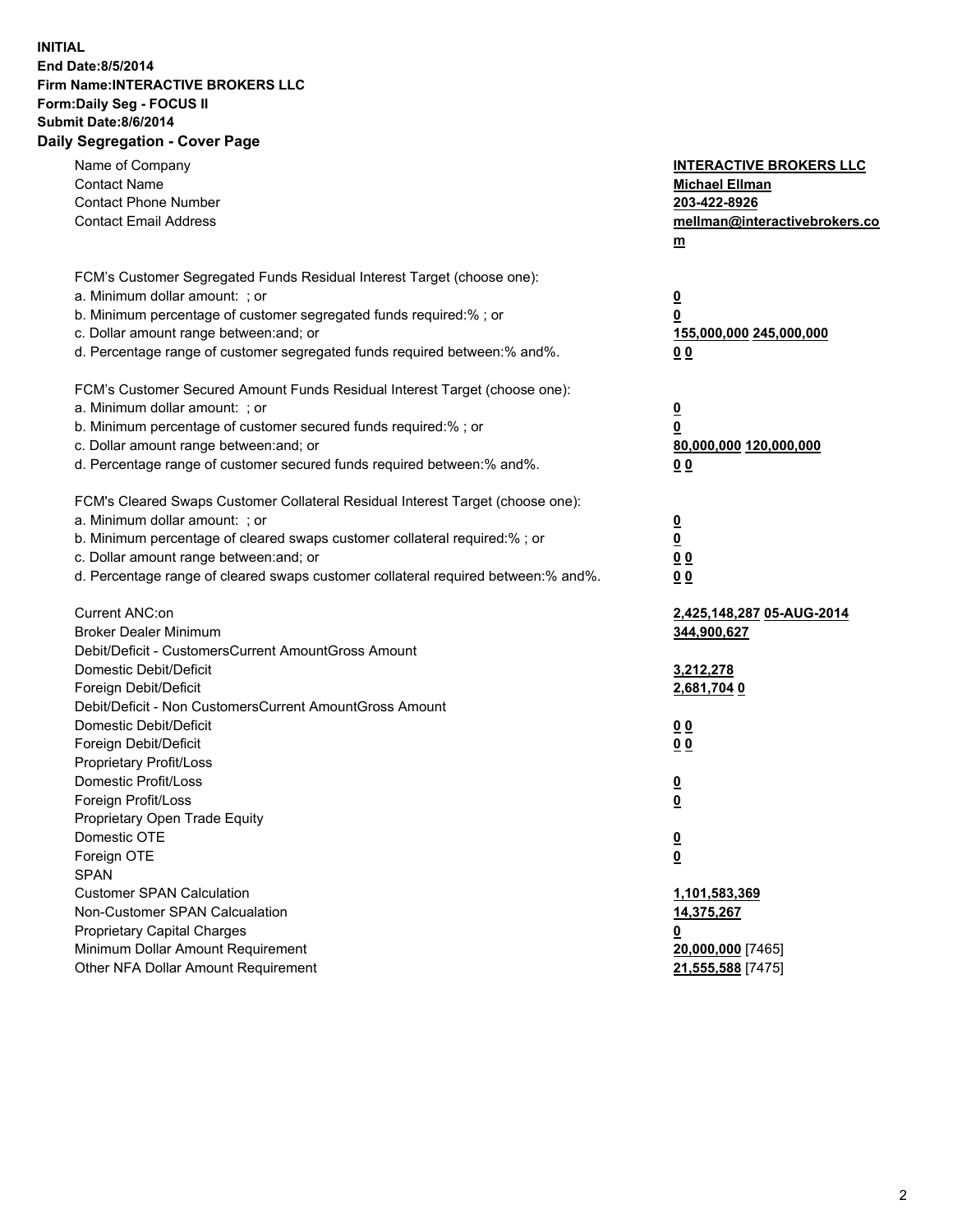**INITIAL**
**End Date:8/5/2014**
**Firm Name:INTERACTIVE BROKERS LLC**
**Form:Daily Seg - FOCUS II**
**Submit Date:8/6/2014**

## Daily Segregation - Cover Page

| | |
|---|---|
| Name of Company | **INTERACTIVE BROKERS LLC** |
| Contact Name | **Michael Ellman** |
| Contact Phone Number | **203-422-8926** |
| Contact Email Address | **mellman@interactivebrokers.com** |
| FCM's Customer Segregated Funds Residual Interest Target (choose one): | |
| a. Minimum dollar amount: ; or | **0** |
| b. Minimum percentage of customer segregated funds required:% ; or | **0** |
| c. Dollar amount range between:and; or | **155,000,000 245,000,000** |
| d. Percentage range of customer segregated funds required between:% and%. | **0 0** |
| FCM's Customer Secured Amount Funds Residual Interest Target (choose one): | |
| a. Minimum dollar amount: ; or | **0** |
| b. Minimum percentage of customer secured funds required:% ; or | **0** |
| c. Dollar amount range between:and; or | **80,000,000 120,000,000** |
| d. Percentage range of customer secured funds required between:% and%. | **0 0** |
| FCM's Cleared Swaps Customer Collateral Residual Interest Target (choose one): | |
| a. Minimum dollar amount: ; or | **0** |
| b. Minimum percentage of cleared swaps customer collateral required:% ; or | **0** |
| c. Dollar amount range between:and; or | **0 0** |
| d. Percentage range of cleared swaps customer collateral required between:% and%. | **0 0** |
| Current ANC:on | **2,425,148,287 05-AUG-2014** |
| Broker Dealer Minimum | **344,900,627** |
| Debit/Deficit - CustomersCurrent AmountGross Amount | |
| Domestic Debit/Deficit | **3,212,278** |
| Foreign Debit/Deficit | **2,681,704 0** |
| Debit/Deficit - Non CustomersCurrent AmountGross Amount | |
| Domestic Debit/Deficit | **0 0** |
| Foreign Debit/Deficit | **0 0** |
| Proprietary Profit/Loss | |
| Domestic Profit/Loss | **0** |
| Foreign Profit/Loss | **0** |
| Proprietary Open Trade Equity | |
| Domestic OTE | **0** |
| Foreign OTE | **0** |
| SPAN | |
| Customer SPAN Calculation | **1,101,583,369** |
| Non-Customer SPAN Calcualation | **14,375,267** |
| Proprietary Capital Charges | **0** |
| Minimum Dollar Amount Requirement | **20,000,000** [7465] |
| Other NFA Dollar Amount Requirement | **21,555,588** [7475] |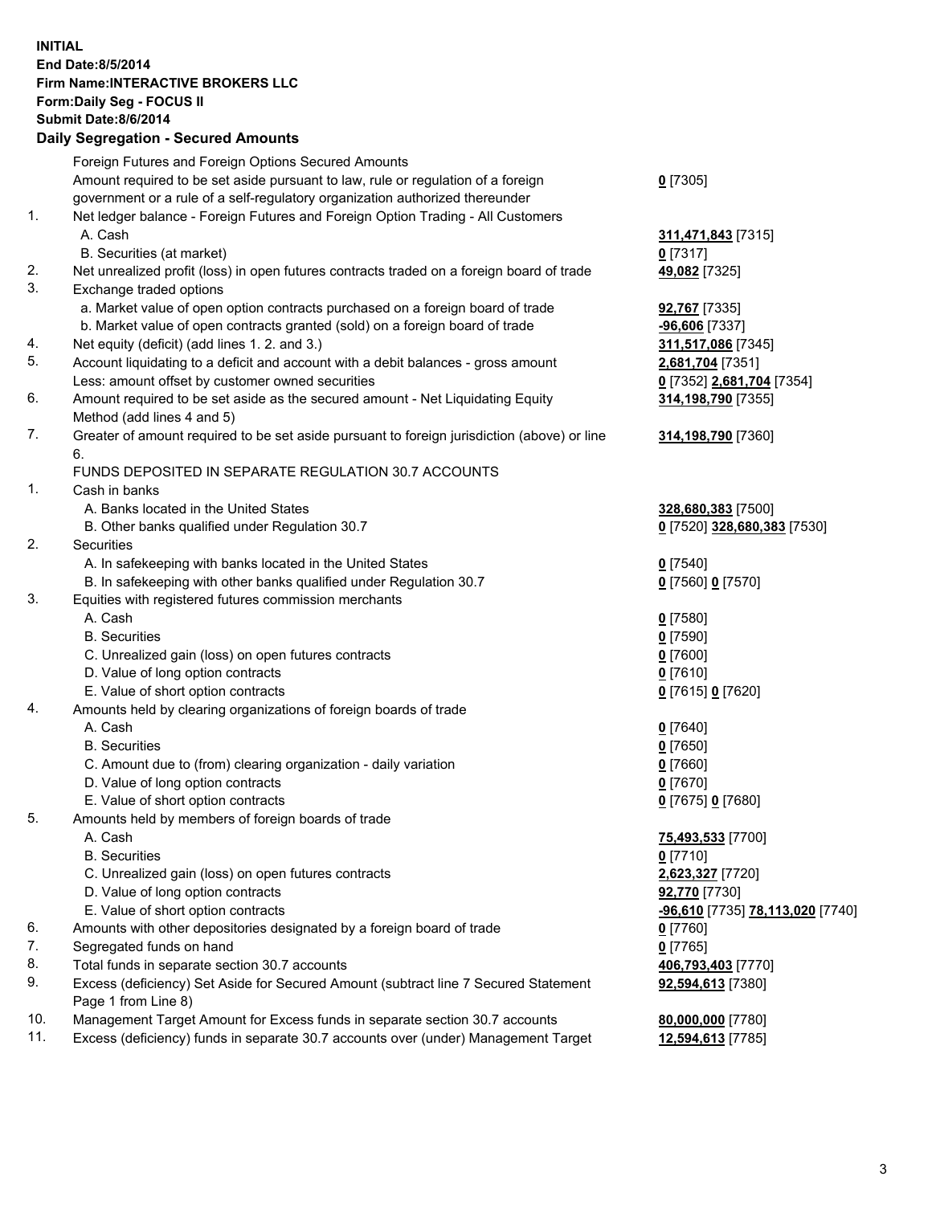**INITIAL**
**End Date:8/5/2014**
**Firm Name:INTERACTIVE BROKERS LLC**
**Form:Daily Seg - FOCUS II**
**Submit Date:8/6/2014**

## Daily Segregation - Secured Amounts

| | | |
|---|---|---|
| | Foreign Futures and Foreign Options Secured Amounts | |
| | Amount required to be set aside pursuant to law, rule or regulation of a foreign government or a rule of a self-regulatory organization authorized thereunder | **0** [7305] |
| 1. | Net ledger balance - Foreign Futures and Foreign Option Trading - All Customers | |
| | A. Cash | **311,471,843** [7315] |
| | B. Securities (at market) | **0** [7317] |
| 2. | Net unrealized profit (loss) in open futures contracts traded on a foreign board of trade | **49,082** [7325] |
| 3. | Exchange traded options | |
| | a. Market value of open option contracts purchased on a foreign board of trade | **92,767** [7335] |
| | b. Market value of open contracts granted (sold) on a foreign board of trade | **-96,606** [7337] |
| 4. | Net equity (deficit) (add lines 1. 2. and 3.) | **311,517,086** [7345] |
| 5. | Account liquidating to a deficit and account with a debit balances - gross amount | **2,681,704** [7351] |
| | Less: amount offset by customer owned securities | **0** [7352] **2,681,704** [7354] |
| 6. | Amount required to be set aside as the secured amount - Net Liquidating Equity Method (add lines 4 and 5) | **314,198,790** [7355] |
| 7. | Greater of amount required to be set aside pursuant to foreign jurisdiction (above) or line 6. | **314,198,790** [7360] |
| | FUNDS DEPOSITED IN SEPARATE REGULATION 30.7 ACCOUNTS | |
| 1. | Cash in banks | |
| | A. Banks located in the United States | **328,680,383** [7500] |
| | B. Other banks qualified under Regulation 30.7 | **0** [7520] **328,680,383** [7530] |
| 2. | Securities | |
| | A. In safekeeping with banks located in the United States | **0** [7540] |
| | B. In safekeeping with other banks qualified under Regulation 30.7 | **0** [7560] **0** [7570] |
| 3. | Equities with registered futures commission merchants | |
| | A. Cash | **0** [7580] |
| | B. Securities | **0** [7590] |
| | C. Unrealized gain (loss) on open futures contracts | **0** [7600] |
| | D. Value of long option contracts | **0** [7610] |
| | E. Value of short option contracts | **0** [7615] **0** [7620] |
| 4. | Amounts held by clearing organizations of foreign boards of trade | |
| | A. Cash | **0** [7640] |
| | B. Securities | **0** [7650] |
| | C. Amount due to (from) clearing organization - daily variation | **0** [7660] |
| | D. Value of long option contracts | **0** [7670] |
| | E. Value of short option contracts | **0** [7675] **0** [7680] |
| 5. | Amounts held by members of foreign boards of trade | |
| | A. Cash | **75,493,533** [7700] |
| | B. Securities | **0** [7710] |
| | C. Unrealized gain (loss) on open futures contracts | **2,623,327** [7720] |
| | D. Value of long option contracts | **92,770** [7730] |
| | E. Value of short option contracts | **-96,610** [7735] **78,113,020** [7740] |
| 6. | Amounts with other depositories designated by a foreign board of trade | **0** [7760] |
| 7. | Segregated funds on hand | **0** [7765] |
| 8. | Total funds in separate section 30.7 accounts | **406,793,403** [7770] |
| 9. | Excess (deficiency) Set Aside for Secured Amount (subtract line 7 Secured Statement Page 1 from Line 8) | **92,594,613** [7380] |
| 10. | Management Target Amount for Excess funds in separate section 30.7 accounts | **80,000,000** [7780] |
| 11. | Excess (deficiency) funds in separate 30.7 accounts over (under) Management Target | **12,594,613** [7785] |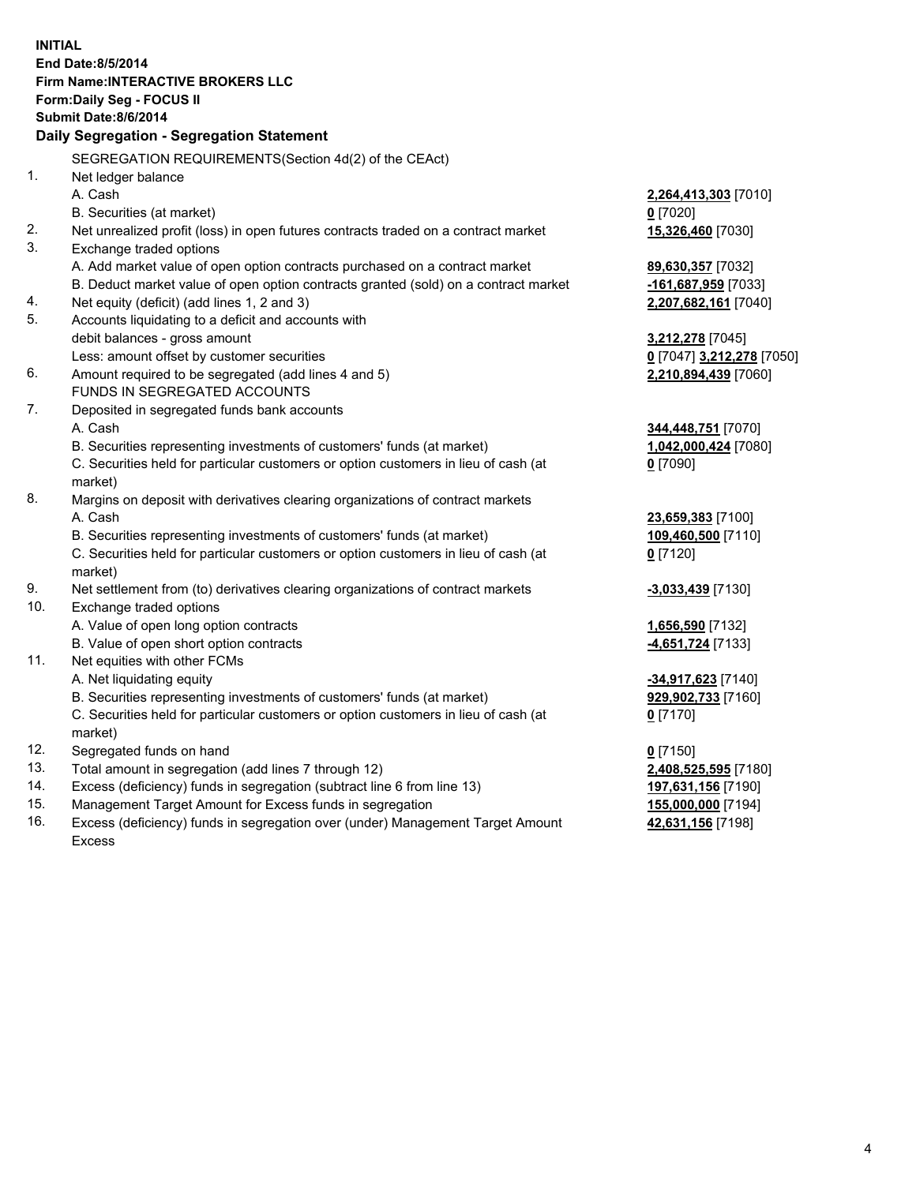**INITIAL**
**End Date:8/5/2014**
**Firm Name:INTERACTIVE BROKERS LLC**
**Form:Daily Seg - FOCUS II**
**Submit Date:8/6/2014**

## Daily Segregation - Segregation Statement

SEGREGATION REQUIREMENTS(Section 4d(2) of the CEAct)

| | | |
|---|---|---|
| 1. | Net ledger balance | |
| | A. Cash | **2,264,413,303** [7010] |
| | B. Securities (at market) | **0** [7020] |
| 2. | Net unrealized profit (loss) in open futures contracts traded on a contract market | **15,326,460** [7030] |
| 3. | Exchange traded options | |
| | A. Add market value of open option contracts purchased on a contract market | **89,630,357** [7032] |
| | B. Deduct market value of open option contracts granted (sold) on a contract market | **-161,687,959** [7033] |
| 4. | Net equity (deficit) (add lines 1, 2 and 3) | **2,207,682,161** [7040] |
| 5. | Accounts liquidating to a deficit and accounts with | |
| | debit balances - gross amount | **3,212,278** [7045] |
| | Less: amount offset by customer securities | **0** [7047] **3,212,278** [7050] |
| 6. | Amount required to be segregated (add lines 4 and 5) | **2,210,894,439** [7060] |
| | FUNDS IN SEGREGATED ACCOUNTS | |
| 7. | Deposited in segregated funds bank accounts | |
| | A. Cash | **344,448,751** [7070] |
| | B. Securities representing investments of customers' funds (at market) | **1,042,000,424** [7080] |
| | C. Securities held for particular customers or option customers in lieu of cash (at market) | **0** [7090] |
| 8. | Margins on deposit with derivatives clearing organizations of contract markets | |
| | A. Cash | **23,659,383** [7100] |
| | B. Securities representing investments of customers' funds (at market) | **109,460,500** [7110] |
| | C. Securities held for particular customers or option customers in lieu of cash (at market) | **0** [7120] |
| 9. | Net settlement from (to) derivatives clearing organizations of contract markets | **-3,033,439** [7130] |
| 10. | Exchange traded options | |
| | A. Value of open long option contracts | **1,656,590** [7132] |
| | B. Value of open short option contracts | **-4,651,724** [7133] |
| 11. | Net equities with other FCMs | |
| | A. Net liquidating equity | **-34,917,623** [7140] |
| | B. Securities representing investments of customers' funds (at market) | **929,902,733** [7160] |
| | C. Securities held for particular customers or option customers in lieu of cash (at market) | **0** [7170] |
| 12. | Segregated funds on hand | **0** [7150] |
| 13. | Total amount in segregation (add lines 7 through 12) | **2,408,525,595** [7180] |
| 14. | Excess (deficiency) funds in segregation (subtract line 6 from line 13) | **197,631,156** [7190] |
| 15. | Management Target Amount for Excess funds in segregation | **155,000,000** [7194] |
| 16. | Excess (deficiency) funds in segregation over (under) Management Target Amount Excess | **42,631,156** [7198] |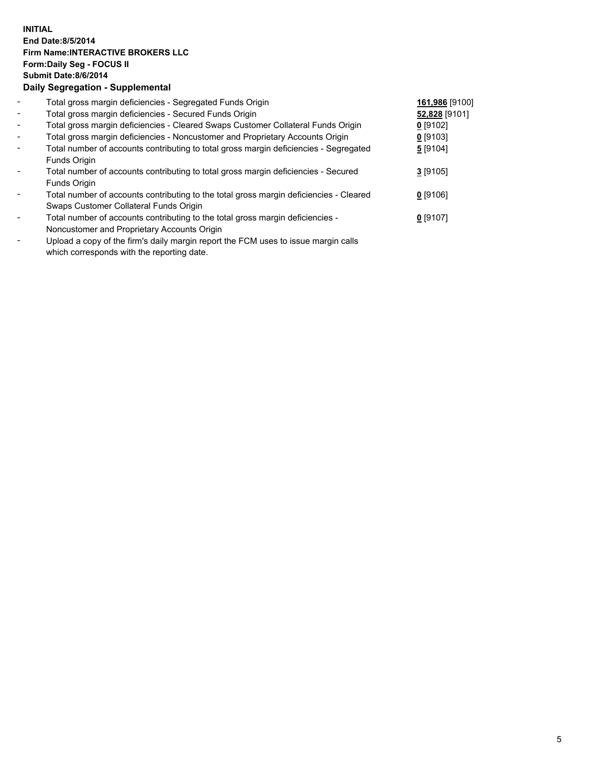**INITIAL**
**End Date:8/5/2014**
**Firm Name:INTERACTIVE BROKERS LLC**
**Form:Daily Seg - FOCUS II**
**Submit Date:8/6/2014**

**Daily Segregation - Supplemental**

| | | |
|---|---|---|
| - | Total gross margin deficiencies - Segregated Funds Origin | **161,986** [9100] |
| - | Total gross margin deficiencies - Secured Funds Origin | **52,828** [9101] |
| - | Total gross margin deficiencies - Cleared Swaps Customer Collateral Funds Origin | **0** [9102] |
| - | Total gross margin deficiencies - Noncustomer and Proprietary Accounts Origin | **0** [9103] |
| - | Total number of accounts contributing to total gross margin deficiencies - Segregated Funds Origin | **5** [9104] |
| - | Total number of accounts contributing to total gross margin deficiencies - Secured Funds Origin | **3** [9105] |
| - | Total number of accounts contributing to the total gross margin deficiencies - Cleared Swaps Customer Collateral Funds Origin | **0** [9106] |
| - | Total number of accounts contributing to the total gross margin deficiencies - Noncustomer and Proprietary Accounts Origin | **0** [9107] |
| - | Upload a copy of the firm's daily margin report the FCM uses to issue margin calls which corresponds with the reporting date. | |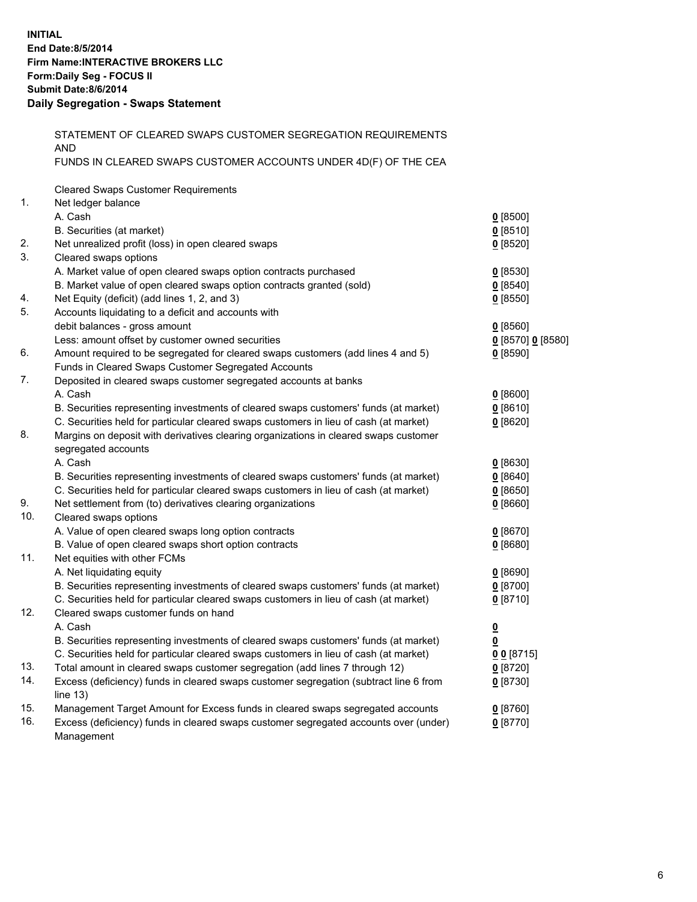**INITIAL**
**End Date:8/5/2014**
**Firm Name:INTERACTIVE BROKERS LLC**
**Form:Daily Seg - FOCUS II**
**Submit Date:8/6/2014**
**Daily Segregation - Swaps Statement**

STATEMENT OF CLEARED SWAPS CUSTOMER SEGREGATION REQUIREMENTS AND FUNDS IN CLEARED SWAPS CUSTOMER ACCOUNTS UNDER 4D(F) OF THE CEA

| | | |
|---|---|---|
| | Cleared Swaps Customer Requirements | |
| 1. | Net ledger balance | |
| | A. Cash | 0 [8500] |
| | B. Securities (at market) | 0 [8510] |
| 2. | Net unrealized profit (loss) in open cleared swaps | 0 [8520] |
| 3. | Cleared swaps options | |
| | A. Market value of open cleared swaps option contracts purchased | 0 [8530] |
| | B. Market value of open cleared swaps option contracts granted (sold) | 0 [8540] |
| 4. | Net Equity (deficit) (add lines 1, 2, and 3) | 0 [8550] |
| 5. | Accounts liquidating to a deficit and accounts with | |
| | debit balances - gross amount | 0 [8560] |
| | Less: amount offset by customer owned securities | 0 [8570] 0 [8580] |
| 6. | Amount required to be segregated for cleared swaps customers (add lines 4 and 5) | 0 [8590] |
| | Funds in Cleared Swaps Customer Segregated Accounts | |
| 7. | Deposited in cleared swaps customer segregated accounts at banks | |
| | A. Cash | 0 [8600] |
| | B. Securities representing investments of cleared swaps customers' funds (at market) | 0 [8610] |
| | C. Securities held for particular cleared swaps customers in lieu of cash (at market) | 0 [8620] |
| 8. | Margins on deposit with derivatives clearing organizations in cleared swaps customer segregated accounts | |
| | A. Cash | 0 [8630] |
| | B. Securities representing investments of cleared swaps customers' funds (at market) | 0 [8640] |
| | C. Securities held for particular cleared swaps customers in lieu of cash (at market) | 0 [8650] |
| 9. | Net settlement from (to) derivatives clearing organizations | 0 [8660] |
| 10. | Cleared swaps options | |
| | A. Value of open cleared swaps long option contracts | 0 [8670] |
| | B. Value of open cleared swaps short option contracts | 0 [8680] |
| 11. | Net equities with other FCMs | |
| | A. Net liquidating equity | 0 [8690] |
| | B. Securities representing investments of cleared swaps customers' funds (at market) | 0 [8700] |
| | C. Securities held for particular cleared swaps customers in lieu of cash (at market) | 0 [8710] |
| 12. | Cleared swaps customer funds on hand | |
| | A. Cash | 0 |
| | B. Securities representing investments of cleared swaps customers' funds (at market) | 0 |
| | C. Securities held for particular cleared swaps customers in lieu of cash (at market) | 0 0 [8715] |
| 13. | Total amount in cleared swaps customer segregation (add lines 7 through 12) | 0 [8720] |
| 14. | Excess (deficiency) funds in cleared swaps customer segregation (subtract line 6 from line 13) | 0 [8730] |
| 15. | Management Target Amount for Excess funds in cleared swaps segregated accounts | 0 [8760] |
| 16. | Excess (deficiency) funds in cleared swaps customer segregated accounts over (under) Management | 0 [8770] |